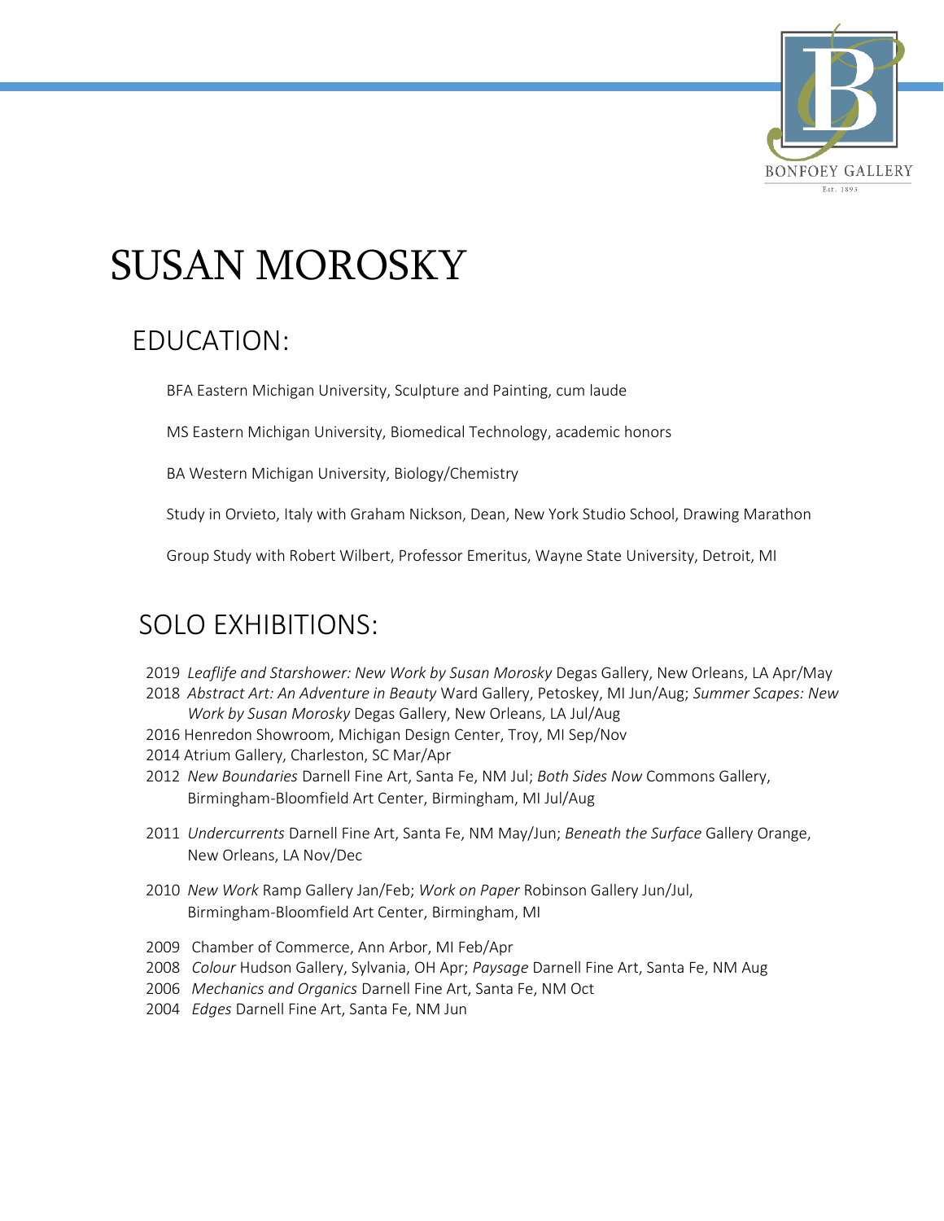BONFOEY GALLERY

Est. 1893

# SUSAN MOROSKY

## EDUCATION:

BFA Eastern Michigan University, Sculpture and Painting, cum laude

MS Eastern Michigan University, Biomedical Technology, academic honors

BA Western Michigan University, Biology/Chemistry

Study in Orvieto, Italy with Graham Nickson, Dean, New York Studio School, Drawing Marathon

Group Study with Robert Wilbert, Professor Emeritus, Wayne State University, Detroit, MI

## SOLO EXHIBITIONS:

2019 *Leaflife and Starshower: New Work by Susan Morosky* Degas Gallery, New Orleans, LA Apr/May

2018 *Abstract Art: An Adventure in Beauty* Ward Gallery, Petoskey, MI Jun/Aug; *Summer Scapes: New Work by Susan Morosky* Degas Gallery, New Orleans, LA Jul/Aug

2016 Henredon Showroom, Michigan Design Center, Troy, MI Sep/Nov

2014 Atrium Gallery, Charleston, SC Mar/Apr

2012 *New Boundaries* Darnell Fine Art, Santa Fe, NM Jul; *Both Sides Now* Commons Gallery, Birmingham-Bloomfield Art Center, Birmingham, MI Jul/Aug

2011 *Undercurrents* Darnell Fine Art, Santa Fe, NM May/Jun; *Beneath the Surface* Gallery Orange, New Orleans, LA Nov/Dec

2010 *New Work* Ramp Gallery Jan/Feb; *Work on Paper* Robinson Gallery Jun/Jul, Birmingham-Bloomfield Art Center, Birmingham, MI

2009 Chamber of Commerce, Ann Arbor, MI Feb/Apr

2008 *Colour* Hudson Gallery, Sylvania, OH Apr; *Paysage* Darnell Fine Art, Santa Fe, NM Aug

2006 *Mechanics and Organics* Darnell Fine Art, Santa Fe, NM Oct

2004 *Edges* Darnell Fine Art, Santa Fe, NM Jun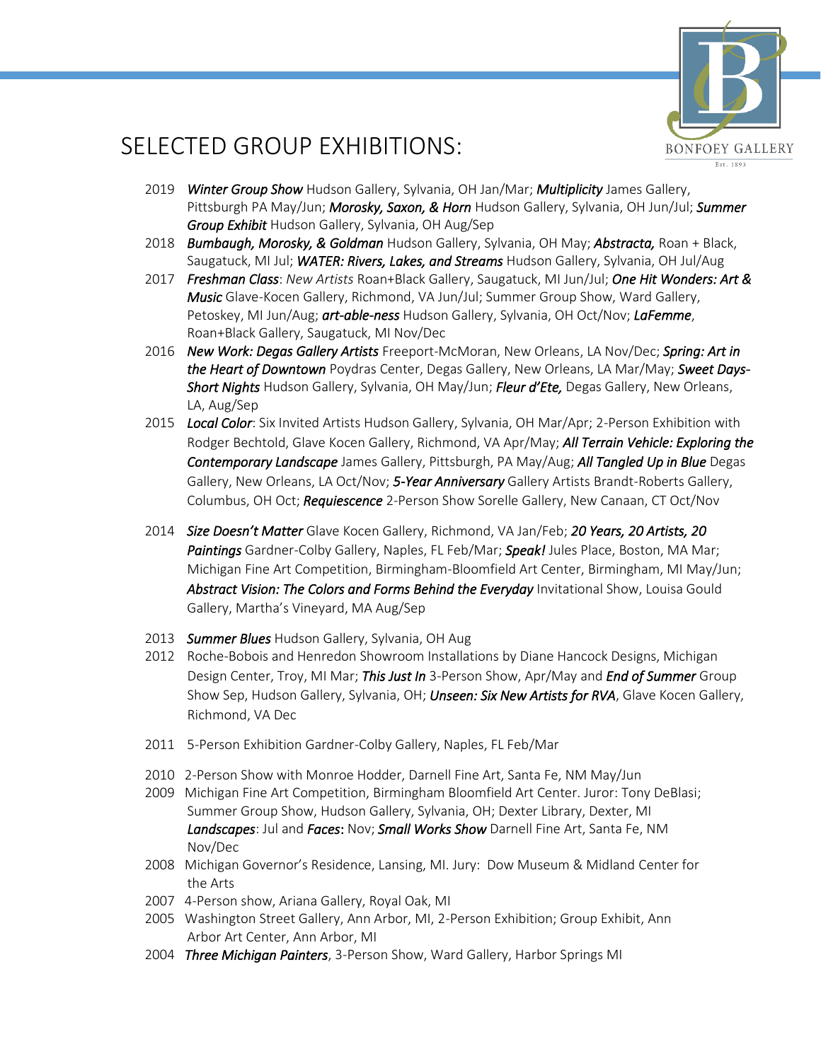# SELECTED GROUP EXHIBITIONS:

- 2019 ***Winter Group Show*** Hudson Gallery, Sylvania, OH Jan/Mar; ***Multiplicity*** James Gallery, Pittsburgh PA May/Jun; ***Morosky, Saxon, & Horn*** Hudson Gallery, Sylvania, OH Jun/Jul; ***Summer Group Exhibit*** Hudson Gallery, Sylvania, OH Aug/Sep
- 2018 ***Bumbaugh, Morosky, & Goldman*** Hudson Gallery, Sylvania, OH May; ***Abstracta,*** Roan + Black, Saugatuck, MI Jul; ***WATER: Rivers, Lakes, and Streams*** Hudson Gallery, Sylvania, OH Jul/Aug
- 2017 ***Freshman Class***: *New Artists* Roan+Black Gallery, Saugatuck, MI Jun/Jul; ***One Hit Wonders: Art & Music*** Glave-Kocen Gallery, Richmond, VA Jun/Jul; Summer Group Show, Ward Gallery, Petoskey, MI Jun/Aug; ***art-able-ness*** Hudson Gallery, Sylvania, OH Oct/Nov; ***LaFemme***, Roan+Black Gallery, Saugatuck, MI Nov/Dec
- 2016 ***New Work: Degas Gallery Artists*** Freeport-McMoran, New Orleans, LA Nov/Dec; ***Spring: Art in the Heart of Downtown*** Poydras Center, Degas Gallery, New Orleans, LA Mar/May; ***Sweet Days-Short Nights*** Hudson Gallery, Sylvania, OH May/Jun; ***Fleur d'Ete,*** Degas Gallery, New Orleans, LA, Aug/Sep
- 2015 ***Local Color***: Six Invited Artists Hudson Gallery, Sylvania, OH Mar/Apr; 2-Person Exhibition with Rodger Bechtold, Glave Kocen Gallery, Richmond, VA Apr/May; ***All Terrain Vehicle: Exploring the Contemporary Landscape*** James Gallery, Pittsburgh, PA May/Aug; ***All Tangled Up in Blue*** Degas Gallery, New Orleans, LA Oct/Nov; ***5-Year Anniversary*** Gallery Artists Brandt-Roberts Gallery, Columbus, OH Oct; ***Requiescence*** 2-Person Show Sorelle Gallery, New Canaan, CT Oct/Nov
- 2014 ***Size Doesn't Matter*** Glave Kocen Gallery, Richmond, VA Jan/Feb; ***20 Years, 20 Artists, 20 Paintings*** Gardner-Colby Gallery, Naples, FL Feb/Mar; ***Speak!*** Jules Place, Boston, MA Mar; Michigan Fine Art Competition, Birmingham-Bloomfield Art Center, Birmingham, MI May/Jun; ***Abstract Vision: The Colors and Forms Behind the Everyday*** Invitational Show, Louisa Gould Gallery, Martha's Vineyard, MA Aug/Sep
- 2013 ***Summer Blues*** Hudson Gallery, Sylvania, OH Aug
- 2012 Roche-Bobois and Henredon Showroom Installations by Diane Hancock Designs, Michigan Design Center, Troy, MI Mar; ***This Just In*** 3-Person Show, Apr/May and ***End of Summer*** Group Show Sep, Hudson Gallery, Sylvania, OH; ***Unseen: Six New Artists for RVA***, Glave Kocen Gallery, Richmond, VA Dec
- 2011 5-Person Exhibition Gardner-Colby Gallery, Naples, FL Feb/Mar
- 2010 2-Person Show with Monroe Hodder, Darnell Fine Art, Santa Fe, NM May/Jun
- 2009 Michigan Fine Art Competition, Birmingham Bloomfield Art Center. Juror: Tony DeBlasi; Summer Group Show, Hudson Gallery, Sylvania, OH; Dexter Library, Dexter, MI ***Landscapes***: Jul and ***Faces***: Nov; ***Small Works Show*** Darnell Fine Art, Santa Fe, NM Nov/Dec
- 2008 Michigan Governor's Residence, Lansing, MI. Jury: Dow Museum & Midland Center for the Arts
- 2007 4-Person show, Ariana Gallery, Royal Oak, MI
- 2005 Washington Street Gallery, Ann Arbor, MI, 2-Person Exhibition; Group Exhibit, Ann Arbor Art Center, Ann Arbor, MI
- 2004 ***Three Michigan Painters***, 3-Person Show, Ward Gallery, Harbor Springs MI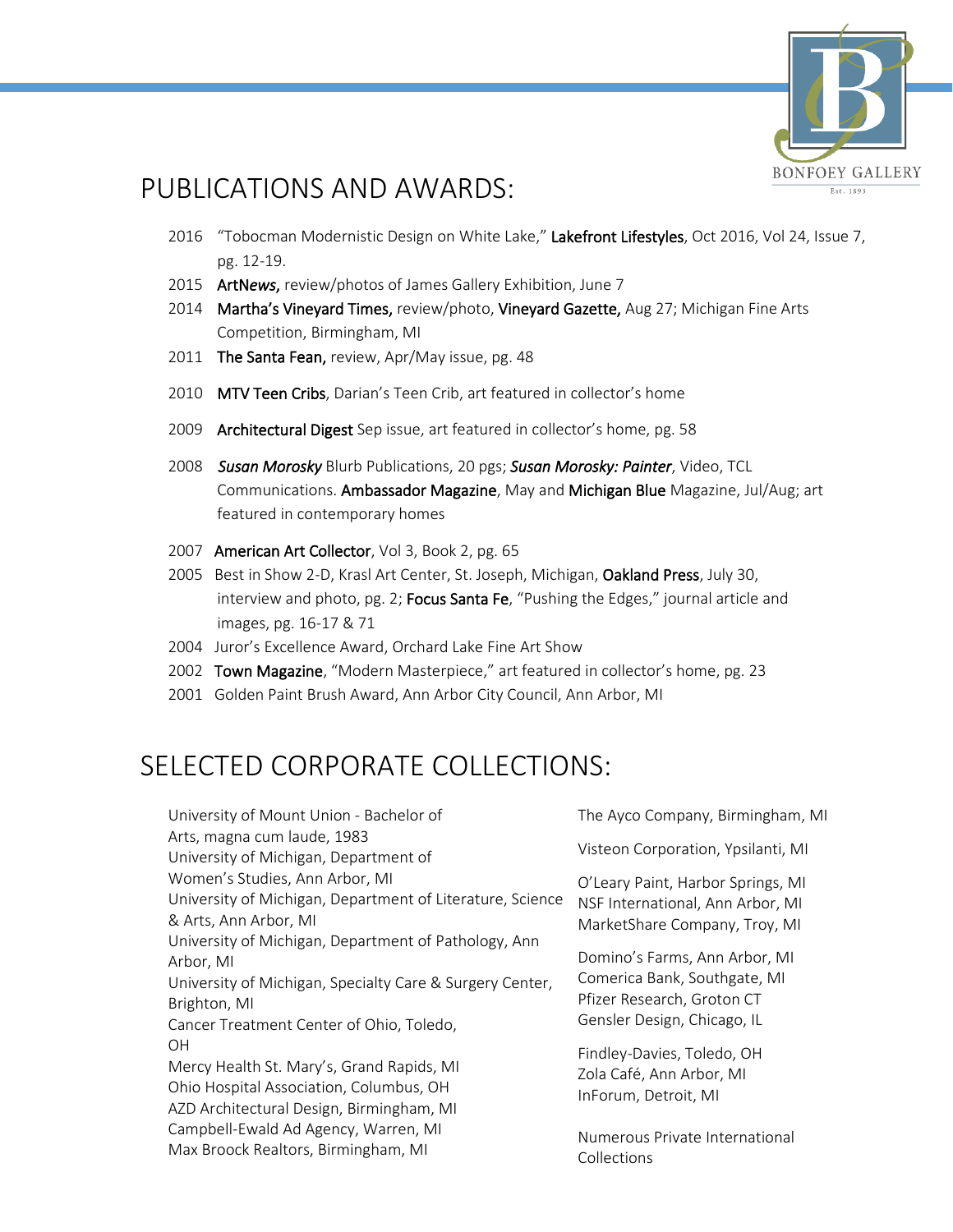# PUBLICATIONS AND AWARDS:

- 2016 "Tobocman Modernistic Design on White Lake," Lakefront Lifestyles, Oct 2016, Vol 24, Issue 7, pg. 12-19.
- 2015 Art*News*, review/photos of James Gallery Exhibition, June 7
- 2014 Martha's Vineyard Times, review/photo, Vineyard Gazette, Aug 27; Michigan Fine Arts Competition, Birmingham, MI
- 2011 The Santa Fean, review, Apr/May issue, pg. 48
- 2010 MTV Teen Cribs, Darian's Teen Crib, art featured in collector's home
- 2009 Architectural Digest Sep issue, art featured in collector's home, pg. 58
- 2008 ***Susan Morosky*** Blurb Publications, 20 pgs; ***Susan Morosky: Painter***, Video, TCL Communications. Ambassador Magazine, May and Michigan Blue Magazine, Jul/Aug; art featured in contemporary homes
- 2007 American Art Collector, Vol 3, Book 2, pg. 65
- 2005 Best in Show 2-D, Krasl Art Center, St. Joseph, Michigan, Oakland Press, July 30, interview and photo, pg. 2; Focus Santa Fe, "Pushing the Edges," journal article and images, pg. 16-17 & 71
- 2004 Juror's Excellence Award, Orchard Lake Fine Art Show
- 2002 Town Magazine, "Modern Masterpiece," art featured in collector's home, pg. 23
- 2001 Golden Paint Brush Award, Ann Arbor City Council, Ann Arbor, MI

# SELECTED CORPORATE COLLECTIONS:

University of Mount Union - Bachelor of Arts, magna cum laude, 1983
University of Michigan, Department of Women's Studies, Ann Arbor, MI
University of Michigan, Department of Literature, Science & Arts, Ann Arbor, MI
University of Michigan, Department of Pathology, Ann Arbor, MI
University of Michigan, Specialty Care & Surgery Center, Brighton, MI
Cancer Treatment Center of Ohio, Toledo, OH
Mercy Health St. Mary's, Grand Rapids, MI
Ohio Hospital Association, Columbus, OH
AZD Architectural Design, Birmingham, MI
Campbell-Ewald Ad Agency, Warren, MI
Max Broock Realtors, Birmingham, MI

The Ayco Company, Birmingham, MI

Visteon Corporation, Ypsilanti, MI

O'Leary Paint, Harbor Springs, MI
NSF International, Ann Arbor, MI
MarketShare Company, Troy, MI

Domino's Farms, Ann Arbor, MI
Comerica Bank, Southgate, MI
Pfizer Research, Groton CT
Gensler Design, Chicago, IL

Findley-Davies, Toledo, OH
Zola Café, Ann Arbor, MI
InForum, Detroit, MI

Numerous Private International Collections